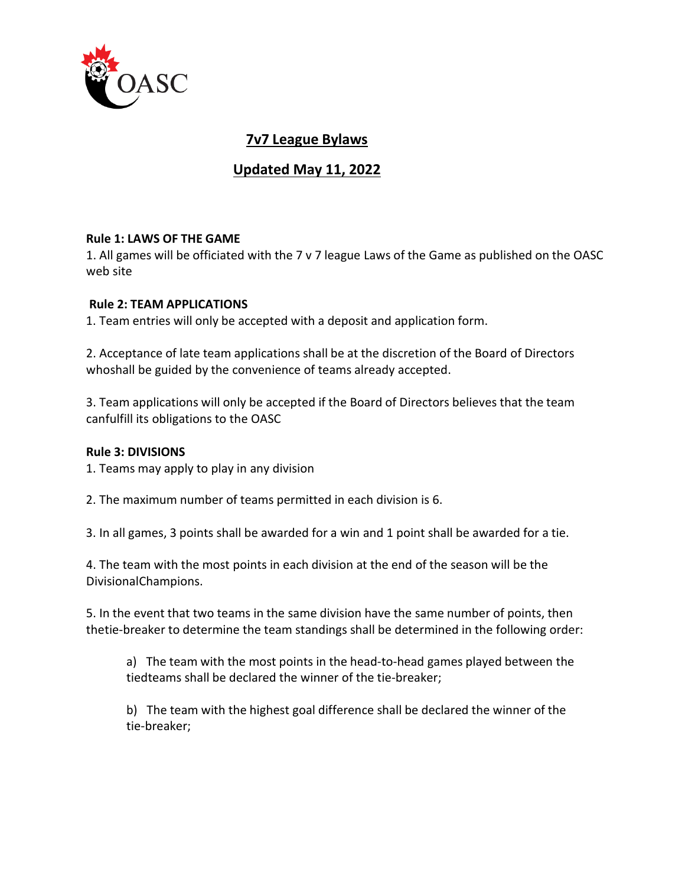# 7v7 League Bylaws

## Updated May 11, 2022

**Rule 1: LAWS OF THE GAME**

1. All games will be officiated with the 7 v 7 league Laws of the Game as published on the OASC web site

**Rule 2: TEAM APPLICATIONS**

1. Team entries will only be accepted with a deposit and application form.

2. Acceptance of late team applications shall be at the discretion of the Board of Directors whoshall be guided by the convenience of teams already accepted.

3. Team applications will only be accepted if the Board of Directors believes that the team canfulfill its obligations to the OASC

**Rule 3: DIVISIONS**

1. Teams may apply to play in any division

2. The maximum number of teams permitted in each division is 6.

3. In all games, 3 points shall be awarded for a win and 1 point shall be awarded for a tie.

4. The team with the most points in each division at the end of the season will be the DivisionalChampions.

5. In the event that two teams in the same division have the same number of points, then thetie-breaker to determine the team standings shall be determined in the following order:

   a) The team with the most points in the head-to-head games played between the tiedteams shall be declared the winner of the tie-breaker;

   b) The team with the highest goal difference shall be declared the winner of the tie-breaker;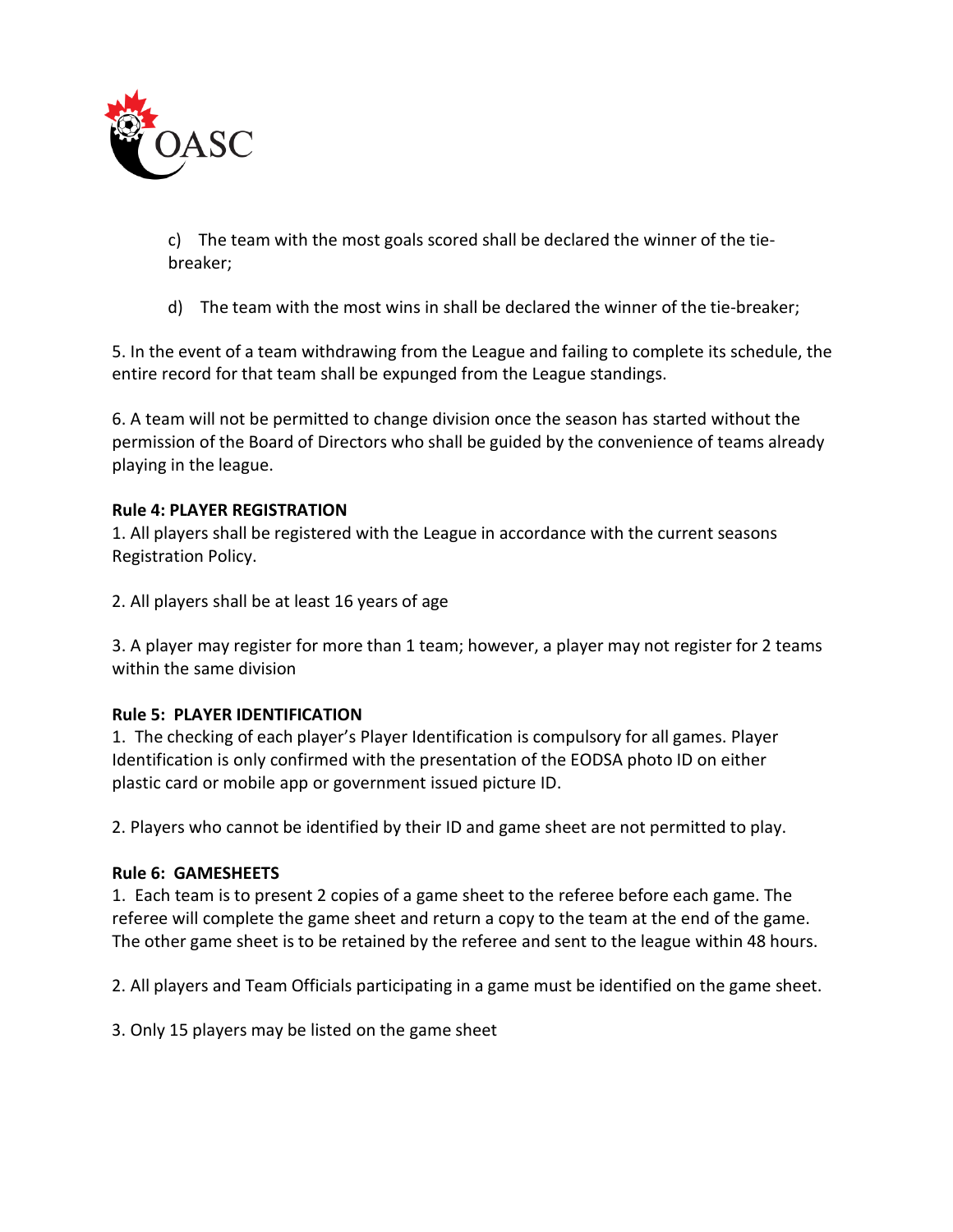c) The team with the most goals scored shall be declared the winner of the tie-breaker;

d) The team with the most wins in shall be declared the winner of the tie-breaker;

5. In the event of a team withdrawing from the League and failing to complete its schedule, the entire record for that team shall be expunged from the League standings.

6. A team will not be permitted to change division once the season has started without the permission of the Board of Directors who shall be guided by the convenience of teams already playing in the league.

**Rule 4: PLAYER REGISTRATION**

1. All players shall be registered with the League in accordance with the current seasons Registration Policy.

2. All players shall be at least 16 years of age

3. A player may register for more than 1 team; however, a player may not register for 2 teams within the same division

**Rule 5: PLAYER IDENTIFICATION**

1. The checking of each player's Player Identification is compulsory for all games. Player Identification is only confirmed with the presentation of the EODSA photo ID on either plastic card or mobile app or government issued picture ID.

2. Players who cannot be identified by their ID and game sheet are not permitted to play.

**Rule 6: GAMESHEETS**

1. Each team is to present 2 copies of a game sheet to the referee before each game. The referee will complete the game sheet and return a copy to the team at the end of the game. The other game sheet is to be retained by the referee and sent to the league within 48 hours.

2. All players and Team Officials participating in a game must be identified on the game sheet.

3. Only 15 players may be listed on the game sheet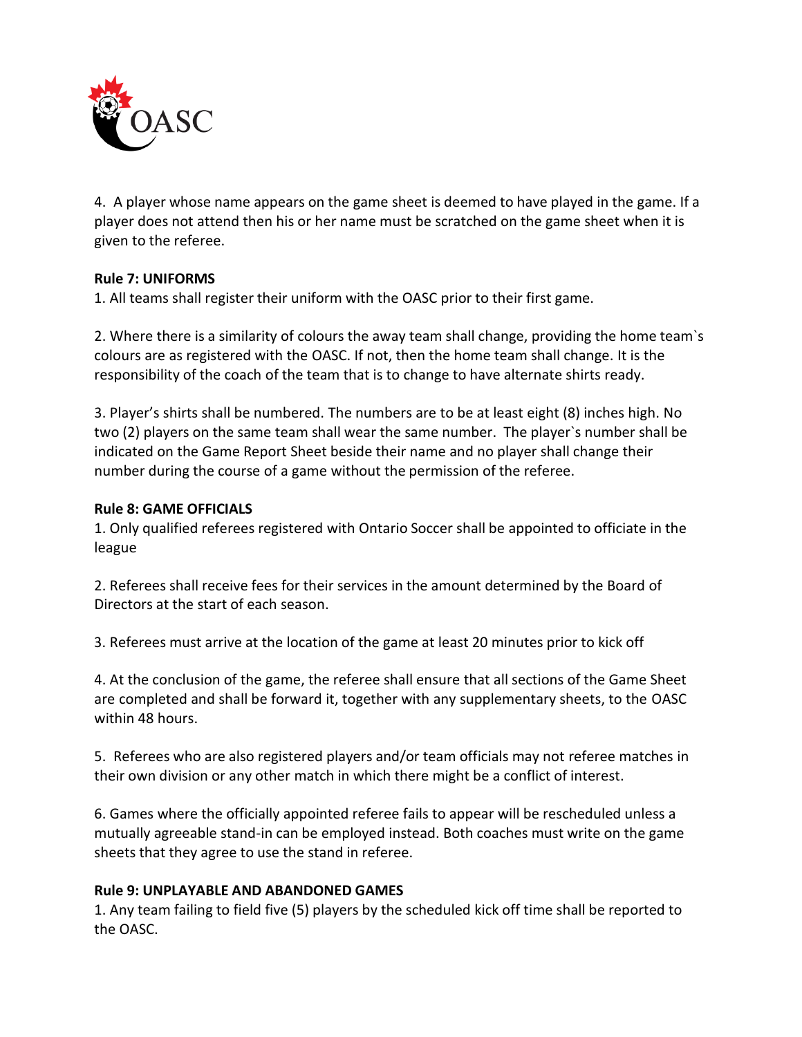4. A player whose name appears on the game sheet is deemed to have played in the game. If a player does not attend then his or her name must be scratched on the game sheet when it is given to the referee.

**Rule 7: UNIFORMS**

1. All teams shall register their uniform with the OASC prior to their first game.

2. Where there is a similarity of colours the away team shall change, providing the home team`s colours are as registered with the OASC. If not, then the home team shall change. It is the responsibility of the coach of the team that is to change to have alternate shirts ready.

3. Player's shirts shall be numbered. The numbers are to be at least eight (8) inches high. No two (2) players on the same team shall wear the same number. The player`s number shall be indicated on the Game Report Sheet beside their name and no player shall change their number during the course of a game without the permission of the referee.

**Rule 8: GAME OFFICIALS**

1. Only qualified referees registered with Ontario Soccer shall be appointed to officiate in the league

2. Referees shall receive fees for their services in the amount determined by the Board of Directors at the start of each season.

3. Referees must arrive at the location of the game at least 20 minutes prior to kick off

4. At the conclusion of the game, the referee shall ensure that all sections of the Game Sheet are completed and shall be forward it, together with any supplementary sheets, to the OASC within 48 hours.

5. Referees who are also registered players and/or team officials may not referee matches in their own division or any other match in which there might be a conflict of interest.

6. Games where the officially appointed referee fails to appear will be rescheduled unless a mutually agreeable stand-in can be employed instead. Both coaches must write on the game sheets that they agree to use the stand in referee.

**Rule 9: UNPLAYABLE AND ABANDONED GAMES**

1. Any team failing to field five (5) players by the scheduled kick off time shall be reported to the OASC.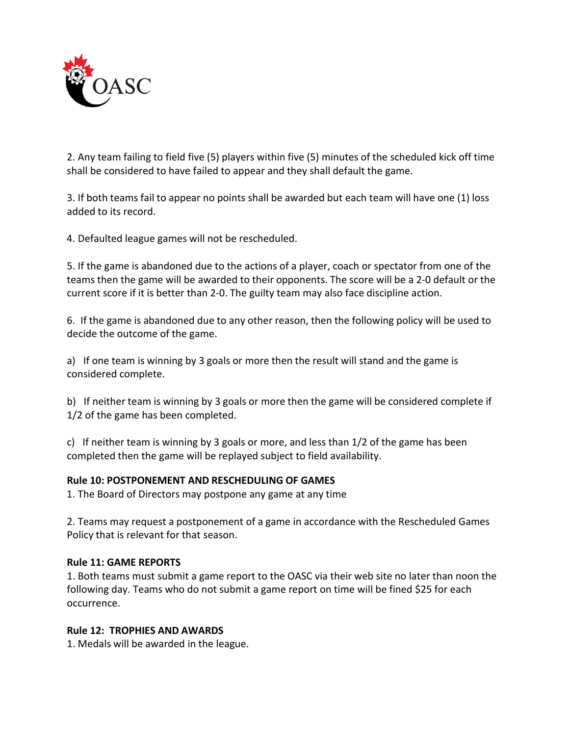2. Any team failing to field five (5) players within five (5) minutes of the scheduled kick off time shall be considered to have failed to appear and they shall default the game.

3. If both teams fail to appear no points shall be awarded but each team will have one (1) loss added to its record.

4. Defaulted league games will not be rescheduled.

5. If the game is abandoned due to the actions of a player, coach or spectator from one of the teams then the game will be awarded to their opponents. The score will be a 2-0 default or the current score if it is better than 2-0. The guilty team may also face discipline action.

6. If the game is abandoned due to any other reason, then the following policy will be used to decide the outcome of the game.

a) If one team is winning by 3 goals or more then the result will stand and the game is considered complete.

b) If neither team is winning by 3 goals or more then the game will be considered complete if 1/2 of the game has been completed.

c) If neither team is winning by 3 goals or more, and less than 1/2 of the game has been completed then the game will be replayed subject to field availability.

**Rule 10: POSTPONEMENT AND RESCHEDULING OF GAMES**

1. The Board of Directors may postpone any game at any time

2. Teams may request a postponement of a game in accordance with the Rescheduled Games Policy that is relevant for that season.

**Rule 11: GAME REPORTS**

1. Both teams must submit a game report to the OASC via their web site no later than noon the following day. Teams who do not submit a game report on time will be fined $25 for each occurrence.

**Rule 12: TROPHIES AND AWARDS**

1. Medals will be awarded in the league.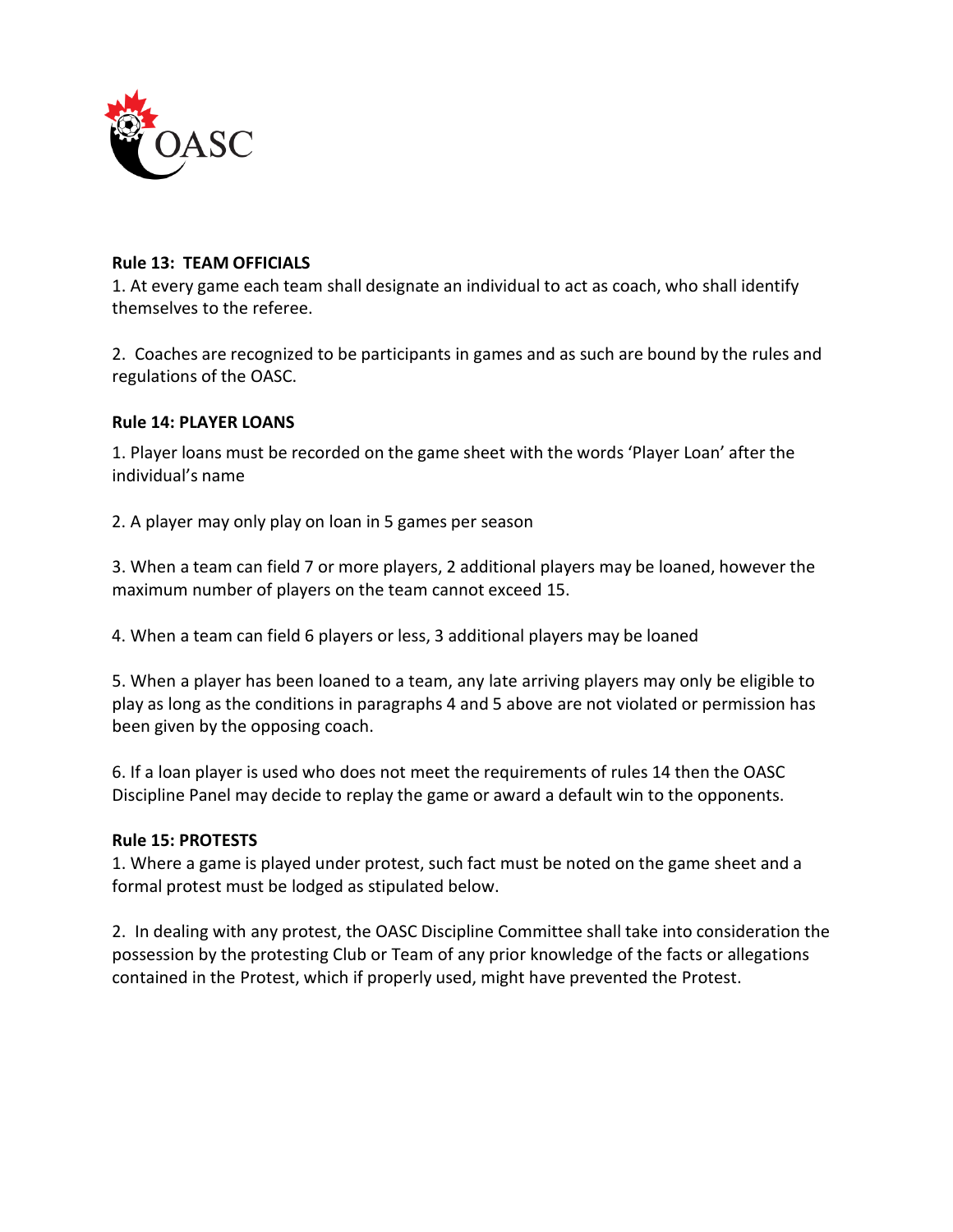**Rule 13: TEAM OFFICIALS**

1. At every game each team shall designate an individual to act as coach, who shall identify themselves to the referee.

2. Coaches are recognized to be participants in games and as such are bound by the rules and regulations of the OASC.

**Rule 14: PLAYER LOANS**

1. Player loans must be recorded on the game sheet with the words 'Player Loan' after the individual's name

2. A player may only play on loan in 5 games per season

3. When a team can field 7 or more players, 2 additional players may be loaned, however the maximum number of players on the team cannot exceed 15.

4. When a team can field 6 players or less, 3 additional players may be loaned

5. When a player has been loaned to a team, any late arriving players may only be eligible to play as long as the conditions in paragraphs 4 and 5 above are not violated or permission has been given by the opposing coach.

6. If a loan player is used who does not meet the requirements of rules 14 then the OASC Discipline Panel may decide to replay the game or award a default win to the opponents.

**Rule 15: PROTESTS**

1. Where a game is played under protest, such fact must be noted on the game sheet and a formal protest must be lodged as stipulated below.

2. In dealing with any protest, the OASC Discipline Committee shall take into consideration the possession by the protesting Club or Team of any prior knowledge of the facts or allegations contained in the Protest, which if properly used, might have prevented the Protest.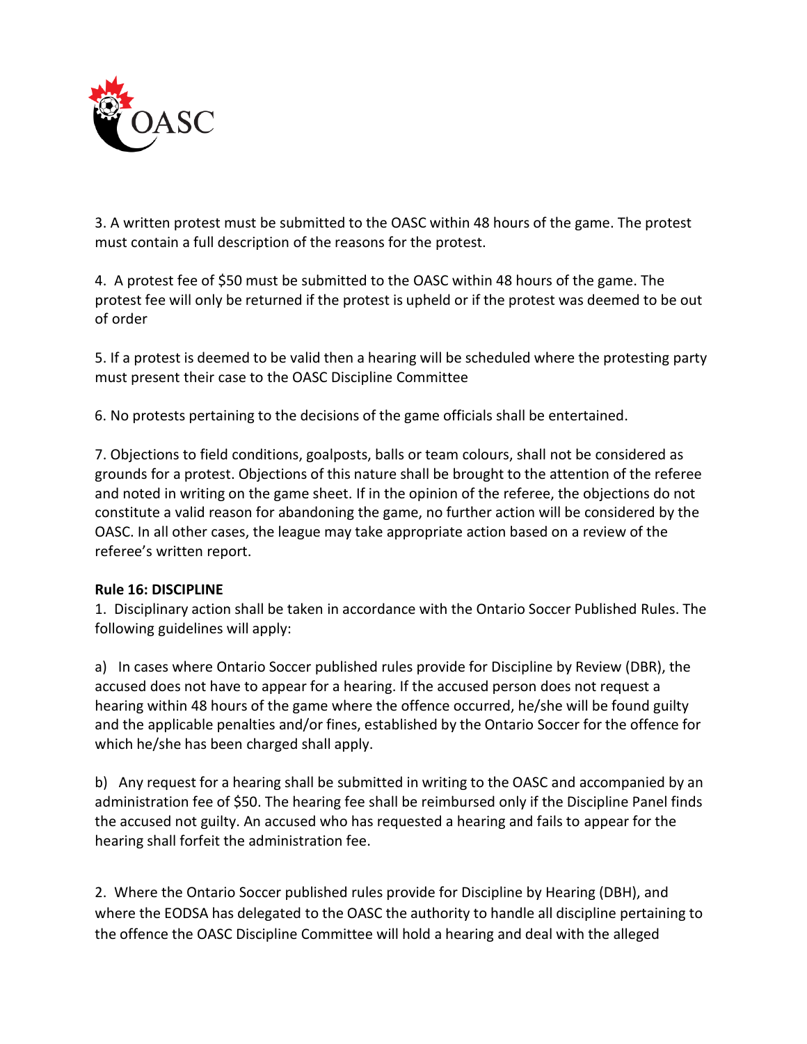3. A written protest must be submitted to the OASC within 48 hours of the game. The protest must contain a full description of the reasons for the protest.

4. A protest fee of $50 must be submitted to the OASC within 48 hours of the game. The protest fee will only be returned if the protest is upheld or if the protest was deemed to be out of order

5. If a protest is deemed to be valid then a hearing will be scheduled where the protesting party must present their case to the OASC Discipline Committee

6. No protests pertaining to the decisions of the game officials shall be entertained.

7. Objections to field conditions, goalposts, balls or team colours, shall not be considered as grounds for a protest. Objections of this nature shall be brought to the attention of the referee and noted in writing on the game sheet. If in the opinion of the referee, the objections do not constitute a valid reason for abandoning the game, no further action will be considered by the OASC. In all other cases, the league may take appropriate action based on a review of the referee's written report.

**Rule 16: DISCIPLINE**

1. Disciplinary action shall be taken in accordance with the Ontario Soccer Published Rules. The following guidelines will apply:

a) In cases where Ontario Soccer published rules provide for Discipline by Review (DBR), the accused does not have to appear for a hearing. If the accused person does not request a hearing within 48 hours of the game where the offence occurred, he/she will be found guilty and the applicable penalties and/or fines, established by the Ontario Soccer for the offence for which he/she has been charged shall apply.

b) Any request for a hearing shall be submitted in writing to the OASC and accompanied by an administration fee of $50. The hearing fee shall be reimbursed only if the Discipline Panel finds the accused not guilty. An accused who has requested a hearing and fails to appear for the hearing shall forfeit the administration fee.

2. Where the Ontario Soccer published rules provide for Discipline by Hearing (DBH), and where the EODSA has delegated to the OASC the authority to handle all discipline pertaining to the offence the OASC Discipline Committee will hold a hearing and deal with the alleged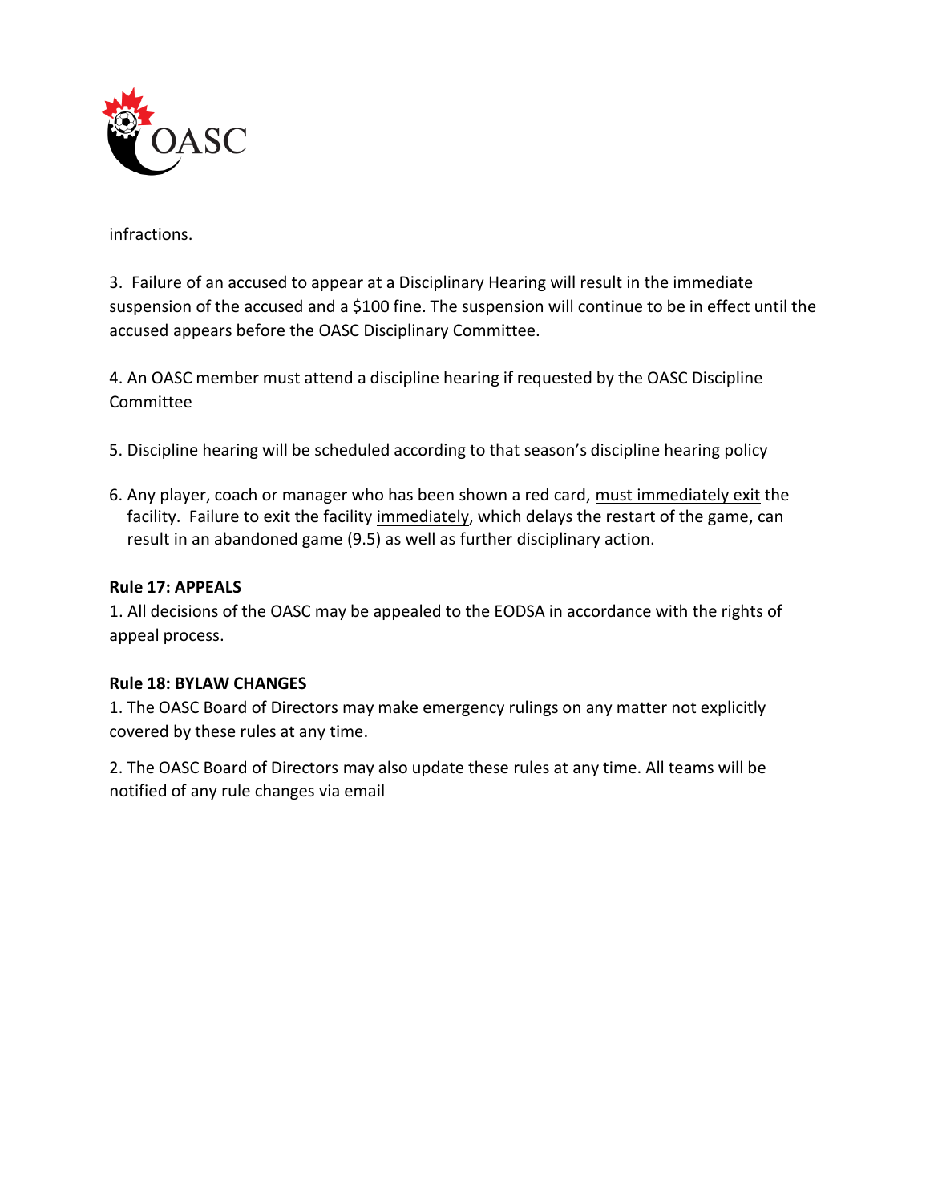infractions.

3. Failure of an accused to appear at a Disciplinary Hearing will result in the immediate suspension of the accused and a $100 fine. The suspension will continue to be in effect until the accused appears before the OASC Disciplinary Committee.

4. An OASC member must attend a discipline hearing if requested by the OASC Discipline Committee

5. Discipline hearing will be scheduled according to that season's discipline hearing policy

6. Any player, coach or manager who has been shown a red card, <u>must immediately exit</u> the facility. Failure to exit the facility <u>immediately</u>, which delays the restart of the game, can result in an abandoned game (9.5) as well as further disciplinary action.

**Rule 17: APPEALS**

1. All decisions of the OASC may be appealed to the EODSA in accordance with the rights of appeal process.

**Rule 18: BYLAW CHANGES**

1. The OASC Board of Directors may make emergency rulings on any matter not explicitly covered by these rules at any time.

2. The OASC Board of Directors may also update these rules at any time. All teams will be notified of any rule changes via email